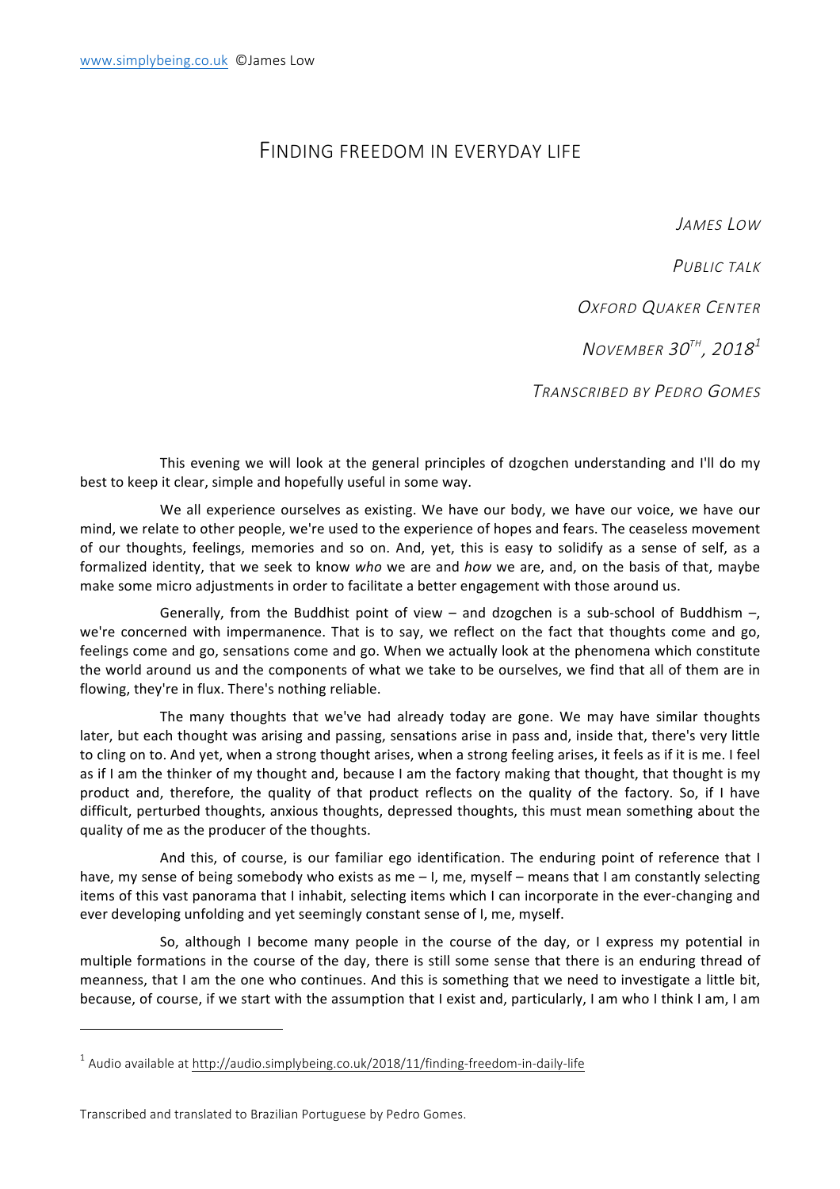# FINDING FREEDOM IN EVERYDAY LIFE

*JAMES LOW*

*PUBLIC TALK*

*OXFORD QUAKER CENTER*

*NOVEMBER 30TH, 2018*[1]

*TRANSCRIBED BY PEDRO GOMES*

This evening we will look at the general principles of dzogchen understanding and I'll do my best to keep it clear, simple and hopefully useful in some way.

We all experience ourselves as existing. We have our body, we have our voice, we have our mind, we relate to other people, we're used to the experience of hopes and fears. The ceaseless movement of our thoughts, feelings, memories and so on. And, yet, this is easy to solidify as a sense of self, as a formalized identity, that we seek to know *who* we are and *how* we are, and, on the basis of that, maybe make some micro adjustments in order to facilitate a better engagement with those around us.

Generally, from the Buddhist point of view – and dzogchen is a sub-school of Buddhism –, we're concerned with impermanence. That is to say, we reflect on the fact that thoughts come and go, feelings come and go, sensations come and go. When we actually look at the phenomena which constitute the world around us and the components of what we take to be ourselves, we find that all of them are in flowing, they're in flux. There's nothing reliable.

The many thoughts that we've had already today are gone. We may have similar thoughts later, but each thought was arising and passing, sensations arise in pass and, inside that, there's very little to cling on to. And yet, when a strong thought arises, when a strong feeling arises, it feels as if it is me. I feel as if I am the thinker of my thought and, because I am the factory making that thought, that thought is my product and, therefore, the quality of that product reflects on the quality of the factory. So, if I have difficult, perturbed thoughts, anxious thoughts, depressed thoughts, this must mean something about the quality of me as the producer of the thoughts.

And this, of course, is our familiar ego identification. The enduring point of reference that I have, my sense of being somebody who exists as me – I, me, myself – means that I am constantly selecting items of this vast panorama that I inhabit, selecting items which I can incorporate in the ever-changing and ever developing unfolding and yet seemingly constant sense of I, me, myself.

So, although I become many people in the course of the day, or I express my potential in multiple formations in the course of the day, there is still some sense that there is an enduring thread of meanness, that I am the one who continues. And this is something that we need to investigate a little bit, because, of course, if we start with the assumption that I exist and, particularly, I am who I think I am, I am

[1] Audio available at http://audio.simplybeing.co.uk/2018/11/finding-freedom-in-daily-life

Transcribed and translated to Brazilian Portuguese by Pedro Gomes.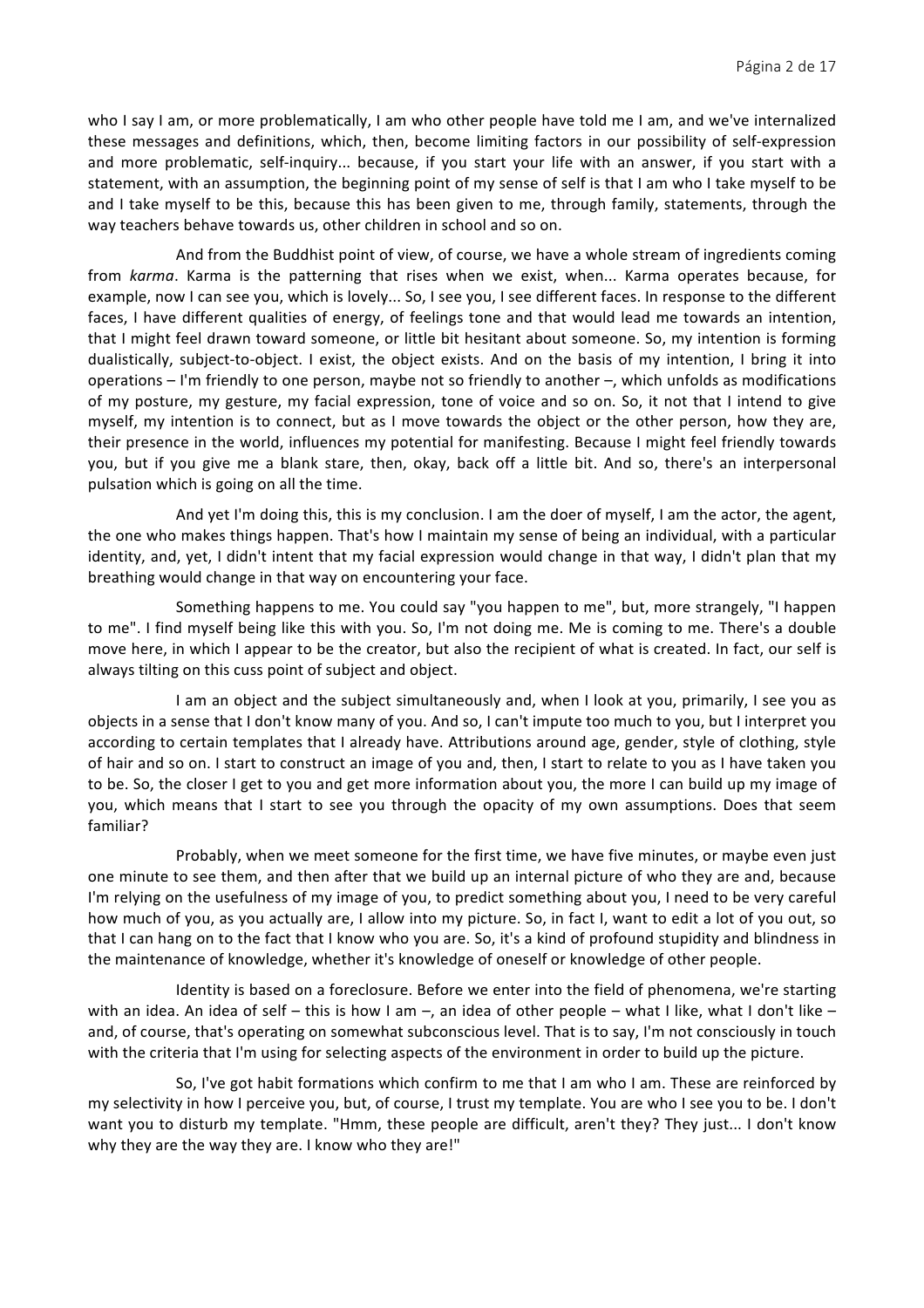who I say I am, or more problematically, I am who other people have told me I am, and we've internalized these messages and definitions, which, then, become limiting factors in our possibility of self-expression and more problematic, self-inquiry... because, if you start your life with an answer, if you start with a statement, with an assumption, the beginning point of my sense of self is that I am who I take myself to be and I take myself to be this, because this has been given to me, through family, statements, through the way teachers behave towards us, other children in school and so on.

And from the Buddhist point of view, of course, we have a whole stream of ingredients coming from *karma*. Karma is the patterning that rises when we exist, when... Karma operates because, for example, now I can see you, which is lovely... So, I see you, I see different faces. In response to the different faces, I have different qualities of energy, of feelings tone and that would lead me towards an intention, that I might feel drawn toward someone, or little bit hesitant about someone. So, my intention is forming dualistically, subject-to-object. I exist, the object exists. And on the basis of my intention, I bring it into operations – I'm friendly to one person, maybe not so friendly to another –, which unfolds as modifications of my posture, my gesture, my facial expression, tone of voice and so on. So, it not that I intend to give myself, my intention is to connect, but as I move towards the object or the other person, how they are, their presence in the world, influences my potential for manifesting. Because I might feel friendly towards you, but if you give me a blank stare, then, okay, back off a little bit. And so, there's an interpersonal pulsation which is going on all the time.

And yet I'm doing this, this is my conclusion. I am the doer of myself, I am the actor, the agent, the one who makes things happen. That's how I maintain my sense of being an individual, with a particular identity, and, yet, I didn't intent that my facial expression would change in that way, I didn't plan that my breathing would change in that way on encountering your face.

Something happens to me. You could say "you happen to me", but, more strangely, "I happen to me". I find myself being like this with you. So, I'm not doing me. Me is coming to me. There's a double move here, in which I appear to be the creator, but also the recipient of what is created. In fact, our self is always tilting on this cuss point of subject and object.

I am an object and the subject simultaneously and, when I look at you, primarily, I see you as objects in a sense that I don't know many of you. And so, I can't impute too much to you, but I interpret you according to certain templates that I already have. Attributions around age, gender, style of clothing, style of hair and so on. I start to construct an image of you and, then, I start to relate to you as I have taken you to be. So, the closer I get to you and get more information about you, the more I can build up my image of you, which means that I start to see you through the opacity of my own assumptions. Does that seem familiar?

Probably, when we meet someone for the first time, we have five minutes, or maybe even just one minute to see them, and then after that we build up an internal picture of who they are and, because I'm relying on the usefulness of my image of you, to predict something about you, I need to be very careful how much of you, as you actually are, I allow into my picture. So, in fact I, want to edit a lot of you out, so that I can hang on to the fact that I know who you are. So, it's a kind of profound stupidity and blindness in the maintenance of knowledge, whether it's knowledge of oneself or knowledge of other people.

Identity is based on a foreclosure. Before we enter into the field of phenomena, we're starting with an idea. An idea of self – this is how I am –, an idea of other people – what I like, what I don't like – and, of course, that's operating on somewhat subconscious level. That is to say, I'm not consciously in touch with the criteria that I'm using for selecting aspects of the environment in order to build up the picture.

So, I've got habit formations which confirm to me that I am who I am. These are reinforced by my selectivity in how I perceive you, but, of course, I trust my template. You are who I see you to be. I don't want you to disturb my template. "Hmm, these people are difficult, aren't they? They just... I don't know why they are the way they are. I know who they are!"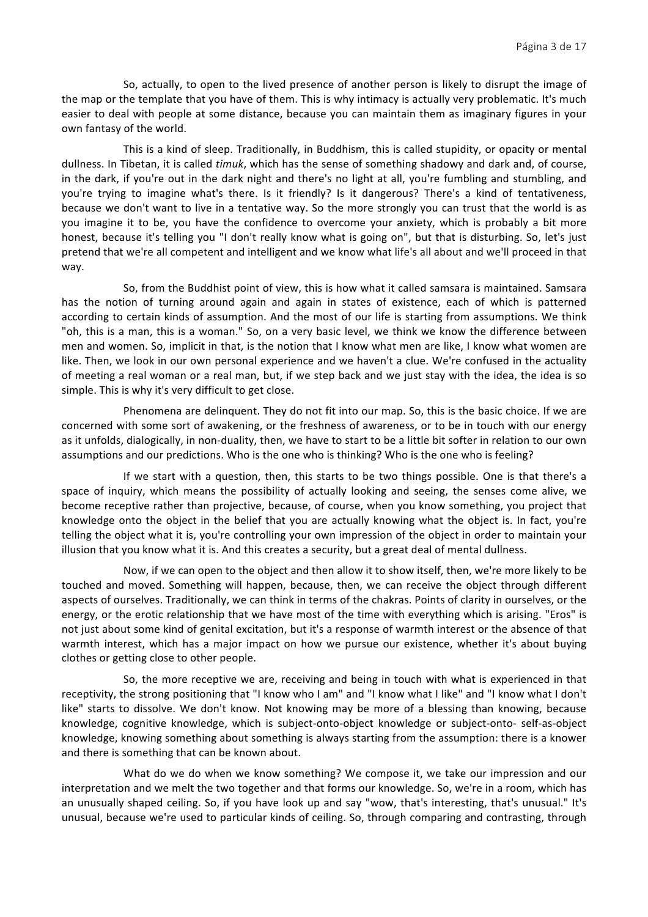So, actually, to open to the lived presence of another person is likely to disrupt the image of the map or the template that you have of them. This is why intimacy is actually very problematic. It's much easier to deal with people at some distance, because you can maintain them as imaginary figures in your own fantasy of the world.

This is a kind of sleep. Traditionally, in Buddhism, this is called stupidity, or opacity or mental dullness. In Tibetan, it is called *timuk*, which has the sense of something shadowy and dark and, of course, in the dark, if you're out in the dark night and there's no light at all, you're fumbling and stumbling, and you're trying to imagine what's there. Is it friendly? Is it dangerous? There's a kind of tentativeness, because we don't want to live in a tentative way. So the more strongly you can trust that the world is as you imagine it to be, you have the confidence to overcome your anxiety, which is probably a bit more honest, because it's telling you "I don't really know what is going on", but that is disturbing. So, let's just pretend that we're all competent and intelligent and we know what life's all about and we'll proceed in that way.

So, from the Buddhist point of view, this is how what it called samsara is maintained. Samsara has the notion of turning around again and again in states of existence, each of which is patterned according to certain kinds of assumption. And the most of our life is starting from assumptions. We think "oh, this is a man, this is a woman." So, on a very basic level, we think we know the difference between men and women. So, implicit in that, is the notion that I know what men are like, I know what women are like. Then, we look in our own personal experience and we haven't a clue. We're confused in the actuality of meeting a real woman or a real man, but, if we step back and we just stay with the idea, the idea is so simple. This is why it's very difficult to get close.

Phenomena are delinquent. They do not fit into our map. So, this is the basic choice. If we are concerned with some sort of awakening, or the freshness of awareness, or to be in touch with our energy as it unfolds, dialogically, in non-duality, then, we have to start to be a little bit softer in relation to our own assumptions and our predictions. Who is the one who is thinking? Who is the one who is feeling?

If we start with a question, then, this starts to be two things possible. One is that there's a space of inquiry, which means the possibility of actually looking and seeing, the senses come alive, we become receptive rather than projective, because, of course, when you know something, you project that knowledge onto the object in the belief that you are actually knowing what the object is. In fact, you're telling the object what it is, you're controlling your own impression of the object in order to maintain your illusion that you know what it is. And this creates a security, but a great deal of mental dullness.

Now, if we can open to the object and then allow it to show itself, then, we're more likely to be touched and moved. Something will happen, because, then, we can receive the object through different aspects of ourselves. Traditionally, we can think in terms of the chakras. Points of clarity in ourselves, or the energy, or the erotic relationship that we have most of the time with everything which is arising. "Eros" is not just about some kind of genital excitation, but it's a response of warmth interest or the absence of that warmth interest, which has a major impact on how we pursue our existence, whether it's about buying clothes or getting close to other people.

So, the more receptive we are, receiving and being in touch with what is experienced in that receptivity, the strong positioning that "I know who I am" and "I know what I like" and "I know what I don't like" starts to dissolve. We don't know. Not knowing may be more of a blessing than knowing, because knowledge, cognitive knowledge, which is subject-onto-object knowledge or subject-onto- self-as-object knowledge, knowing something about something is always starting from the assumption: there is a knower and there is something that can be known about.

What do we do when we know something? We compose it, we take our impression and our interpretation and we melt the two together and that forms our knowledge. So, we're in a room, which has an unusually shaped ceiling. So, if you have look up and say "wow, that's interesting, that's unusual." It's unusual, because we're used to particular kinds of ceiling. So, through comparing and contrasting, through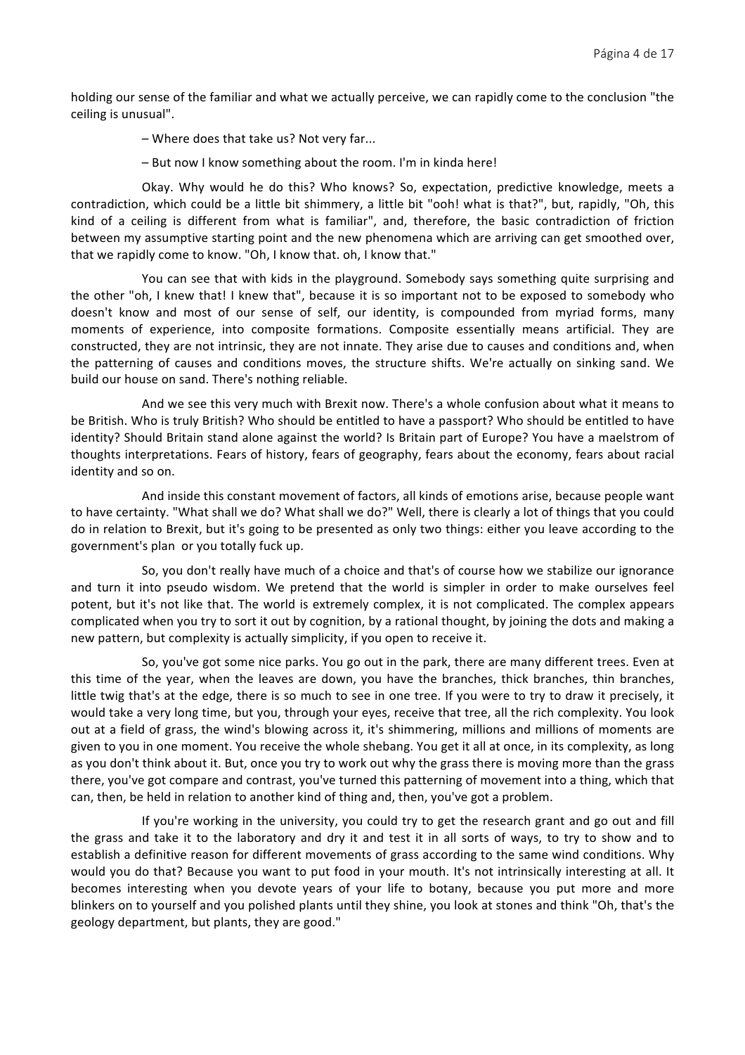holding our sense of the familiar and what we actually perceive, we can rapidly come to the conclusion "the ceiling is unusual".

– Where does that take us? Not very far...

– But now I know something about the room. I'm in kinda here!

Okay. Why would he do this? Who knows? So, expectation, predictive knowledge, meets a contradiction, which could be a little bit shimmery, a little bit "ooh! what is that?", but, rapidly, "Oh, this kind of a ceiling is different from what is familiar", and, therefore, the basic contradiction of friction between my assumptive starting point and the new phenomena which are arriving can get smoothed over, that we rapidly come to know. "Oh, I know that. oh, I know that."

You can see that with kids in the playground. Somebody says something quite surprising and the other "oh, I knew that! I knew that", because it is so important not to be exposed to somebody who doesn't know and most of our sense of self, our identity, is compounded from myriad forms, many moments of experience, into composite formations. Composite essentially means artificial. They are constructed, they are not intrinsic, they are not innate. They arise due to causes and conditions and, when the patterning of causes and conditions moves, the structure shifts. We're actually on sinking sand. We build our house on sand. There's nothing reliable.

And we see this very much with Brexit now. There's a whole confusion about what it means to be British. Who is truly British? Who should be entitled to have a passport? Who should be entitled to have identity? Should Britain stand alone against the world? Is Britain part of Europe? You have a maelstrom of thoughts interpretations. Fears of history, fears of geography, fears about the economy, fears about racial identity and so on.

And inside this constant movement of factors, all kinds of emotions arise, because people want to have certainty. "What shall we do? What shall we do?" Well, there is clearly a lot of things that you could do in relation to Brexit, but it's going to be presented as only two things: either you leave according to the government's plan or you totally fuck up.

So, you don't really have much of a choice and that's of course how we stabilize our ignorance and turn it into pseudo wisdom. We pretend that the world is simpler in order to make ourselves feel potent, but it's not like that. The world is extremely complex, it is not complicated. The complex appears complicated when you try to sort it out by cognition, by a rational thought, by joining the dots and making a new pattern, but complexity is actually simplicity, if you open to receive it.

So, you've got some nice parks. You go out in the park, there are many different trees. Even at this time of the year, when the leaves are down, you have the branches, thick branches, thin branches, little twig that's at the edge, there is so much to see in one tree. If you were to try to draw it precisely, it would take a very long time, but you, through your eyes, receive that tree, all the rich complexity. You look out at a field of grass, the wind's blowing across it, it's shimmering, millions and millions of moments are given to you in one moment. You receive the whole shebang. You get it all at once, in its complexity, as long as you don't think about it. But, once you try to work out why the grass there is moving more than the grass there, you've got compare and contrast, you've turned this patterning of movement into a thing, which that can, then, be held in relation to another kind of thing and, then, you've got a problem.

If you're working in the university, you could try to get the research grant and go out and fill the grass and take it to the laboratory and dry it and test it in all sorts of ways, to try to show and to establish a definitive reason for different movements of grass according to the same wind conditions. Why would you do that? Because you want to put food in your mouth. It's not intrinsically interesting at all. It becomes interesting when you devote years of your life to botany, because you put more and more blinkers on to yourself and you polished plants until they shine, you look at stones and think "Oh, that's the geology department, but plants, they are good."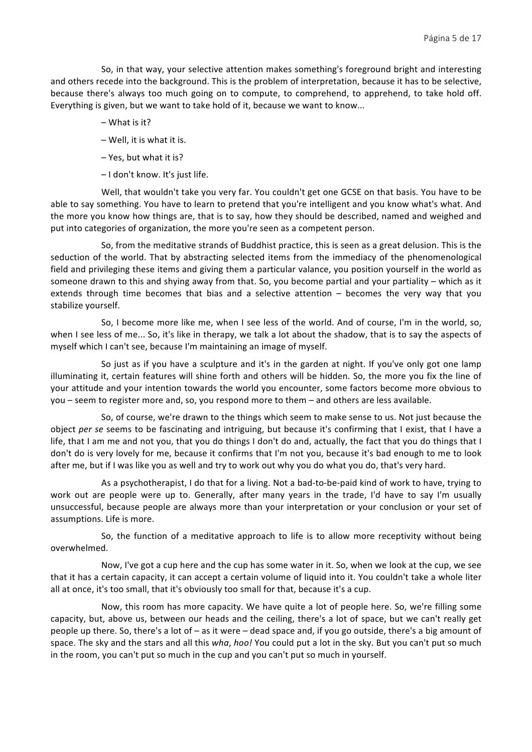So, in that way, your selective attention makes something's foreground bright and interesting and others recede into the background. This is the problem of interpretation, because it has to be selective, because there's always too much going on to compute, to comprehend, to apprehend, to take hold off. Everything is given, but we want to take hold of it, because we want to know...

– What is it?

– Well, it is what it is.

– Yes, but what it is?

– I don't know. It's just life.

Well, that wouldn't take you very far. You couldn't get one GCSE on that basis. You have to be able to say something. You have to learn to pretend that you're intelligent and you know what's what. And the more you know how things are, that is to say, how they should be described, named and weighed and put into categories of organization, the more you're seen as a competent person.

So, from the meditative strands of Buddhist practice, this is seen as a great delusion. This is the seduction of the world. That by abstracting selected items from the immediacy of the phenomenological field and privileging these items and giving them a particular valance, you position yourself in the world as someone drawn to this and shying away from that. So, you become partial and your partiality – which as it extends through time becomes that bias and a selective attention – becomes the very way that you stabilize yourself.

So, I become more like me, when I see less of the world. And of course, I'm in the world, so, when I see less of me... So, it's like in therapy, we talk a lot about the shadow, that is to say the aspects of myself which I can't see, because I'm maintaining an image of myself.

So just as if you have a sculpture and it's in the garden at night. If you've only got one lamp illuminating it, certain features will shine forth and others will be hidden. So, the more you fix the line of your attitude and your intention towards the world you encounter, some factors become more obvious to you – seem to register more and, so, you respond more to them – and others are less available.

So, of course, we're drawn to the things which seem to make sense to us. Not just because the object *per se* seems to be fascinating and intriguing, but because it's confirming that I exist, that I have a life, that I am me and not you, that you do things I don't do and, actually, the fact that you do things that I don't do is very lovely for me, because it confirms that I'm not you, because it's bad enough to me to look after me, but if I was like you as well and try to work out why you do what you do, that's very hard.

As a psychotherapist, I do that for a living. Not a bad-to-be-paid kind of work to have, trying to work out are people were up to. Generally, after many years in the trade, I'd have to say I'm usually unsuccessful, because people are always more than your interpretation or your conclusion or your set of assumptions. Life is more.

So, the function of a meditative approach to life is to allow more receptivity without being overwhelmed.

Now, I've got a cup here and the cup has some water in it. So, when we look at the cup, we see that it has a certain capacity, it can accept a certain volume of liquid into it. You couldn't take a whole liter all at once, it's too small, that it's obviously too small for that, because it's a cup.

Now, this room has more capacity. We have quite a lot of people here. So, we're filling some capacity, but, above us, between our heads and the ceiling, there's a lot of space, but we can't really get people up there. So, there's a lot of – as it were – dead space and, if you go outside, there's a big amount of space. The sky and the stars and all this *wha*, *hoo!* You could put a lot in the sky. But you can't put so much in the room, you can't put so much in the cup and you can't put so much in yourself.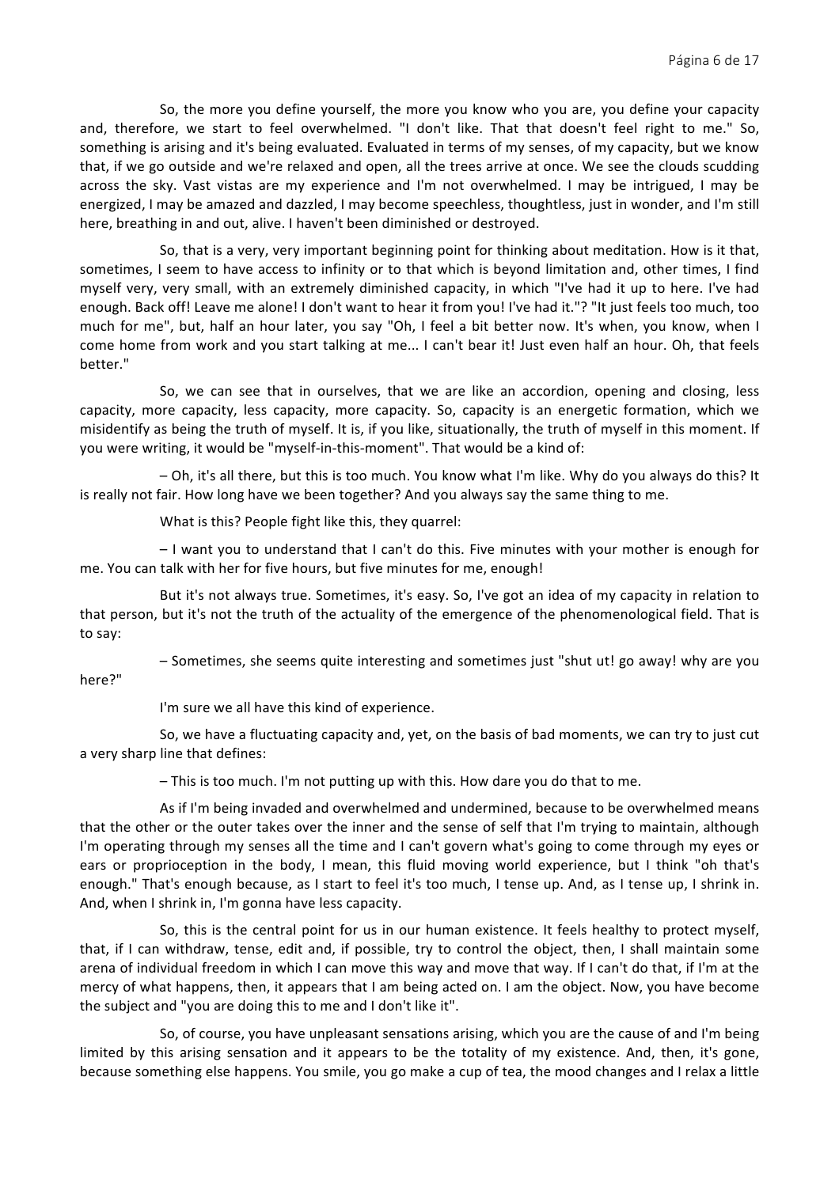So, the more you define yourself, the more you know who you are, you define your capacity and, therefore, we start to feel overwhelmed. "I don't like. That that doesn't feel right to me." So, something is arising and it's being evaluated. Evaluated in terms of my senses, of my capacity, but we know that, if we go outside and we're relaxed and open, all the trees arrive at once. We see the clouds scudding across the sky. Vast vistas are my experience and I'm not overwhelmed. I may be intrigued, I may be energized, I may be amazed and dazzled, I may become speechless, thoughtless, just in wonder, and I'm still here, breathing in and out, alive. I haven't been diminished or destroyed.

So, that is a very, very important beginning point for thinking about meditation. How is it that, sometimes, I seem to have access to infinity or to that which is beyond limitation and, other times, I find myself very, very small, with an extremely diminished capacity, in which "I've had it up to here. I've had enough. Back off! Leave me alone! I don't want to hear it from you! I've had it."? "It just feels too much, too much for me", but, half an hour later, you say "Oh, I feel a bit better now. It's when, you know, when I come home from work and you start talking at me... I can't bear it! Just even half an hour. Oh, that feels better."

So, we can see that in ourselves, that we are like an accordion, opening and closing, less capacity, more capacity, less capacity, more capacity. So, capacity is an energetic formation, which we misidentify as being the truth of myself. It is, if you like, situationally, the truth of myself in this moment. If you were writing, it would be "myself-in-this-moment". That would be a kind of:

– Oh, it's all there, but this is too much. You know what I'm like. Why do you always do this? It is really not fair. How long have we been together? And you always say the same thing to me.

What is this? People fight like this, they quarrel:

– I want you to understand that I can't do this. Five minutes with your mother is enough for me. You can talk with her for five hours, but five minutes for me, enough!

But it's not always true. Sometimes, it's easy. So, I've got an idea of my capacity in relation to that person, but it's not the truth of the actuality of the emergence of the phenomenological field. That is to say:

– Sometimes, she seems quite interesting and sometimes just "shut ut! go away! why are you here?"

I'm sure we all have this kind of experience.

So, we have a fluctuating capacity and, yet, on the basis of bad moments, we can try to just cut a very sharp line that defines:

– This is too much. I'm not putting up with this. How dare you do that to me.

As if I'm being invaded and overwhelmed and undermined, because to be overwhelmed means that the other or the outer takes over the inner and the sense of self that I'm trying to maintain, although I'm operating through my senses all the time and I can't govern what's going to come through my eyes or ears or proprioception in the body, I mean, this fluid moving world experience, but I think "oh that's enough." That's enough because, as I start to feel it's too much, I tense up. And, as I tense up, I shrink in. And, when I shrink in, I'm gonna have less capacity.

So, this is the central point for us in our human existence. It feels healthy to protect myself, that, if I can withdraw, tense, edit and, if possible, try to control the object, then, I shall maintain some arena of individual freedom in which I can move this way and move that way. If I can't do that, if I'm at the mercy of what happens, then, it appears that I am being acted on. I am the object. Now, you have become the subject and "you are doing this to me and I don't like it".

So, of course, you have unpleasant sensations arising, which you are the cause of and I'm being limited by this arising sensation and it appears to be the totality of my existence. And, then, it's gone, because something else happens. You smile, you go make a cup of tea, the mood changes and I relax a little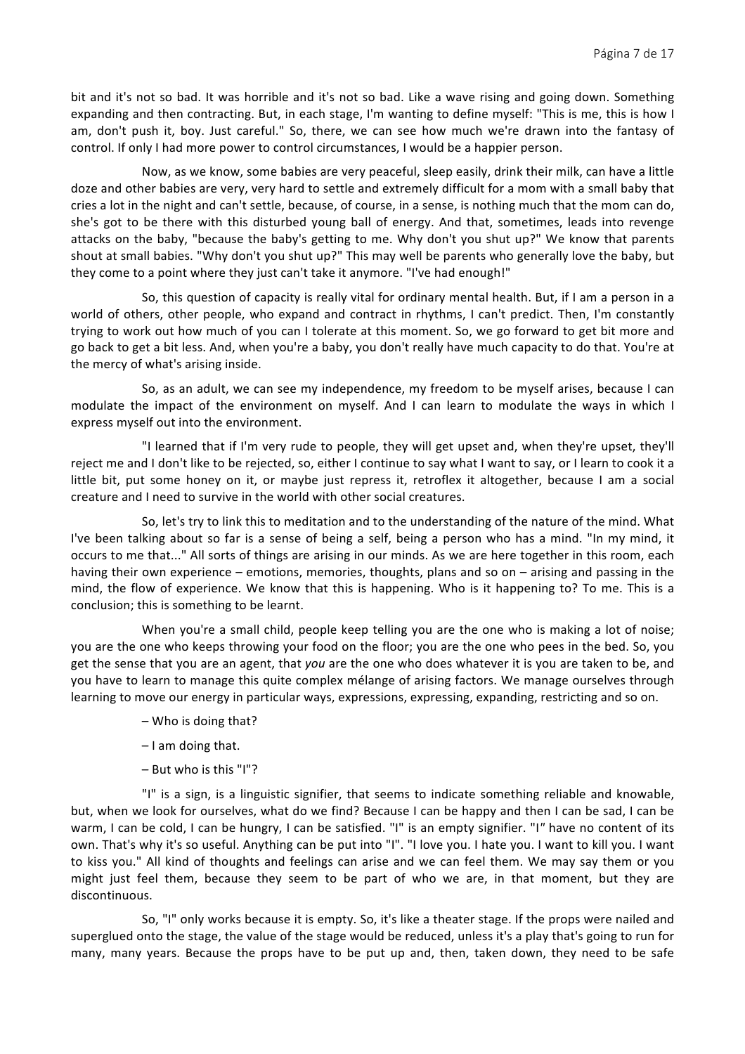bit and it's not so bad. It was horrible and it's not so bad. Like a wave rising and going down. Something expanding and then contracting. But, in each stage, I'm wanting to define myself: "This is me, this is how I am, don't push it, boy. Just careful." So, there, we can see how much we're drawn into the fantasy of control. If only I had more power to control circumstances, I would be a happier person.

Now, as we know, some babies are very peaceful, sleep easily, drink their milk, can have a little doze and other babies are very, very hard to settle and extremely difficult for a mom with a small baby that cries a lot in the night and can't settle, because, of course, in a sense, is nothing much that the mom can do, she's got to be there with this disturbed young ball of energy. And that, sometimes, leads into revenge attacks on the baby, "because the baby's getting to me. Why don't you shut up?" We know that parents shout at small babies. "Why don't you shut up?" This may well be parents who generally love the baby, but they come to a point where they just can't take it anymore. "I've had enough!"

So, this question of capacity is really vital for ordinary mental health. But, if I am a person in a world of others, other people, who expand and contract in rhythms, I can't predict. Then, I'm constantly trying to work out how much of you can I tolerate at this moment. So, we go forward to get bit more and go back to get a bit less. And, when you're a baby, you don't really have much capacity to do that. You're at the mercy of what's arising inside.

So, as an adult, we can see my independence, my freedom to be myself arises, because I can modulate the impact of the environment on myself. And I can learn to modulate the ways in which I express myself out into the environment.

"I learned that if I'm very rude to people, they will get upset and, when they're upset, they'll reject me and I don't like to be rejected, so, either I continue to say what I want to say, or I learn to cook it a little bit, put some honey on it, or maybe just repress it, retroflex it altogether, because I am a social creature and I need to survive in the world with other social creatures.

So, let's try to link this to meditation and to the understanding of the nature of the mind. What I've been talking about so far is a sense of being a self, being a person who has a mind. "In my mind, it occurs to me that..." All sorts of things are arising in our minds. As we are here together in this room, each having their own experience – emotions, memories, thoughts, plans and so on – arising and passing in the mind, the flow of experience. We know that this is happening. Who is it happening to? To me. This is a conclusion; this is something to be learnt.

When you're a small child, people keep telling you are the one who is making a lot of noise; you are the one who keeps throwing your food on the floor; you are the one who pees in the bed. So, you get the sense that you are an agent, that *you* are the one who does whatever it is you are taken to be, and you have to learn to manage this quite complex mélange of arising factors. We manage ourselves through learning to move our energy in particular ways, expressions, expressing, expanding, restricting and so on.

– Who is doing that?

– I am doing that.

– But who is this "I"?

"I" is a sign, is a linguistic signifier, that seems to indicate something reliable and knowable, but, when we look for ourselves, what do we find? Because I can be happy and then I can be sad, I can be warm, I can be cold, I can be hungry, I can be satisfied. "I" is an empty signifier. "I" have no content of its own. That's why it's so useful. Anything can be put into "I". "I love you. I hate you. I want to kill you. I want to kiss you." All kind of thoughts and feelings can arise and we can feel them. We may say them or you might just feel them, because they seem to be part of who we are, in that moment, but they are discontinuous.

So, "I" only works because it is empty. So, it's like a theater stage. If the props were nailed and superglued onto the stage, the value of the stage would be reduced, unless it's a play that's going to run for many, many years. Because the props have to be put up and, then, taken down, they need to be safe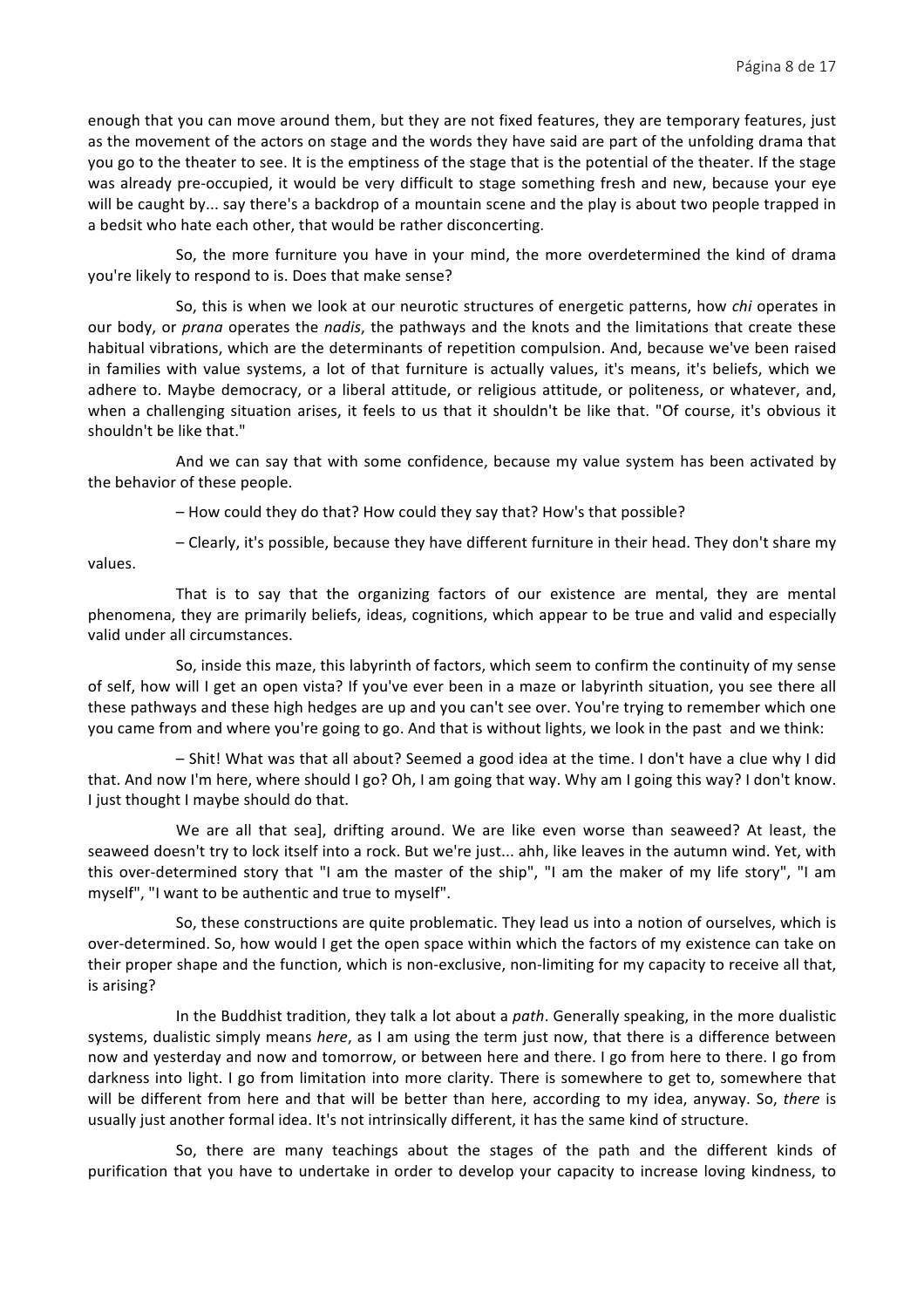enough that you can move around them, but they are not fixed features, they are temporary features, just as the movement of the actors on stage and the words they have said are part of the unfolding drama that you go to the theater to see. It is the emptiness of the stage that is the potential of the theater. If the stage was already pre-occupied, it would be very difficult to stage something fresh and new, because your eye will be caught by... say there's a backdrop of a mountain scene and the play is about two people trapped in a bedsit who hate each other, that would be rather disconcerting.

So, the more furniture you have in your mind, the more overdetermined the kind of drama you're likely to respond to is. Does that make sense?

So, this is when we look at our neurotic structures of energetic patterns, how *chi* operates in our body, or *prana* operates the *nadis*, the pathways and the knots and the limitations that create these habitual vibrations, which are the determinants of repetition compulsion. And, because we've been raised in families with value systems, a lot of that furniture is actually values, it's means, it's beliefs, which we adhere to. Maybe democracy, or a liberal attitude, or religious attitude, or politeness, or whatever, and, when a challenging situation arises, it feels to us that it shouldn't be like that. "Of course, it's obvious it shouldn't be like that."

And we can say that with some confidence, because my value system has been activated by the behavior of these people.

– How could they do that? How could they say that? How's that possible?

– Clearly, it's possible, because they have different furniture in their head. They don't share my values.

That is to say that the organizing factors of our existence are mental, they are mental phenomena, they are primarily beliefs, ideas, cognitions, which appear to be true and valid and especially valid under all circumstances.

So, inside this maze, this labyrinth of factors, which seem to confirm the continuity of my sense of self, how will I get an open vista? If you've ever been in a maze or labyrinth situation, you see there all these pathways and these high hedges are up and you can't see over. You're trying to remember which one you came from and where you're going to go. And that is without lights, we look in the past and we think:

– Shit! What was that all about? Seemed a good idea at the time. I don't have a clue why I did that. And now I'm here, where should I go? Oh, I am going that way. Why am I going this way? I don't know. I just thought I maybe should do that.

We are all that sea], drifting around. We are like even worse than seaweed? At least, the seaweed doesn't try to lock itself into a rock. But we're just... ahh, like leaves in the autumn wind. Yet, with this over-determined story that "I am the master of the ship", "I am the maker of my life story", "I am myself", "I want to be authentic and true to myself".

So, these constructions are quite problematic. They lead us into a notion of ourselves, which is over-determined. So, how would I get the open space within which the factors of my existence can take on their proper shape and the function, which is non-exclusive, non-limiting for my capacity to receive all that, is arising?

In the Buddhist tradition, they talk a lot about a *path*. Generally speaking, in the more dualistic systems, dualistic simply means *here*, as I am using the term just now, that there is a difference between now and yesterday and now and tomorrow, or between here and there. I go from here to there. I go from darkness into light. I go from limitation into more clarity. There is somewhere to get to, somewhere that will be different from here and that will be better than here, according to my idea, anyway. So, *there* is usually just another formal idea. It's not intrinsically different, it has the same kind of structure.

So, there are many teachings about the stages of the path and the different kinds of purification that you have to undertake in order to develop your capacity to increase loving kindness, to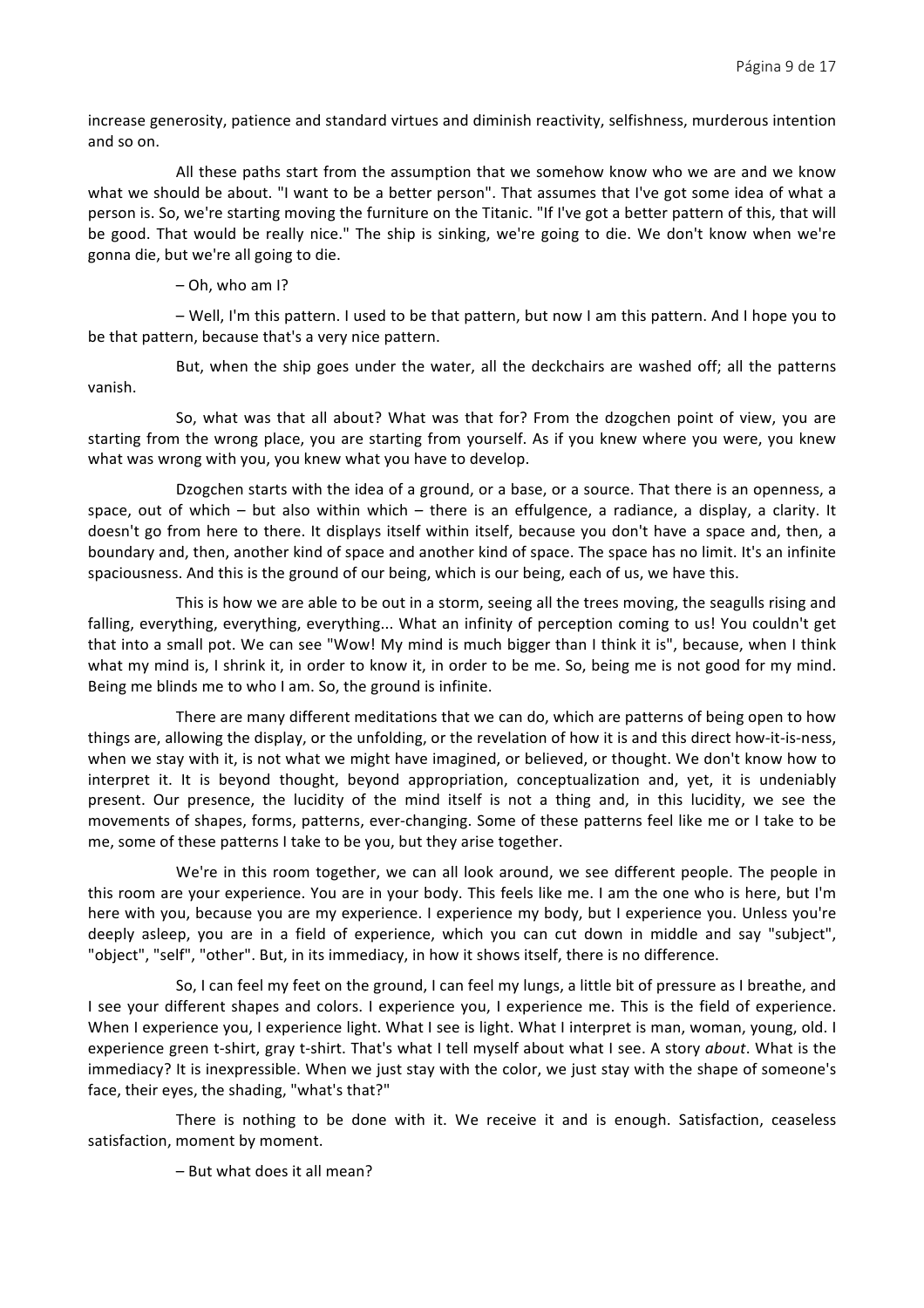increase generosity, patience and standard virtues and diminish reactivity, selfishness, murderous intention and so on.

All these paths start from the assumption that we somehow know who we are and we know what we should be about. "I want to be a better person". That assumes that I've got some idea of what a person is. So, we're starting moving the furniture on the Titanic. "If I've got a better pattern of this, that will be good. That would be really nice." The ship is sinking, we're going to die. We don't know when we're gonna die, but we're all going to die.

– Oh, who am I?

– Well, I'm this pattern. I used to be that pattern, but now I am this pattern. And I hope you to be that pattern, because that's a very nice pattern.

But, when the ship goes under the water, all the deckchairs are washed off; all the patterns vanish.

So, what was that all about? What was that for? From the dzogchen point of view, you are starting from the wrong place, you are starting from yourself. As if you knew where you were, you knew what was wrong with you, you knew what you have to develop.

Dzogchen starts with the idea of a ground, or a base, or a source. That there is an openness, a space, out of which – but also within which – there is an effulgence, a radiance, a display, a clarity. It doesn't go from here to there. It displays itself within itself, because you don't have a space and, then, a boundary and, then, another kind of space and another kind of space. The space has no limit. It's an infinite spaciousness. And this is the ground of our being, which is our being, each of us, we have this.

This is how we are able to be out in a storm, seeing all the trees moving, the seagulls rising and falling, everything, everything, everything... What an infinity of perception coming to us! You couldn't get that into a small pot. We can see "Wow! My mind is much bigger than I think it is", because, when I think what my mind is, I shrink it, in order to know it, in order to be me. So, being me is not good for my mind. Being me blinds me to who I am. So, the ground is infinite.

There are many different meditations that we can do, which are patterns of being open to how things are, allowing the display, or the unfolding, or the revelation of how it is and this direct how-it-is-ness, when we stay with it, is not what we might have imagined, or believed, or thought. We don't know how to interpret it. It is beyond thought, beyond appropriation, conceptualization and, yet, it is undeniably present. Our presence, the lucidity of the mind itself is not a thing and, in this lucidity, we see the movements of shapes, forms, patterns, ever-changing. Some of these patterns feel like me or I take to be me, some of these patterns I take to be you, but they arise together.

We're in this room together, we can all look around, we see different people. The people in this room are your experience. You are in your body. This feels like me. I am the one who is here, but I'm here with you, because you are my experience. I experience my body, but I experience you. Unless you're deeply asleep, you are in a field of experience, which you can cut down in middle and say "subject", "object", "self", "other". But, in its immediacy, in how it shows itself, there is no difference.

So, I can feel my feet on the ground, I can feel my lungs, a little bit of pressure as I breathe, and I see your different shapes and colors. I experience you, I experience me. This is the field of experience. When I experience you, I experience light. What I see is light. What I interpret is man, woman, young, old. I experience green t-shirt, gray t-shirt. That's what I tell myself about what I see. A story *about*. What is the immediacy? It is inexpressible. When we just stay with the color, we just stay with the shape of someone's face, their eyes, the shading, "what's that?"

There is nothing to be done with it. We receive it and is enough. Satisfaction, ceaseless satisfaction, moment by moment.

– But what does it all mean?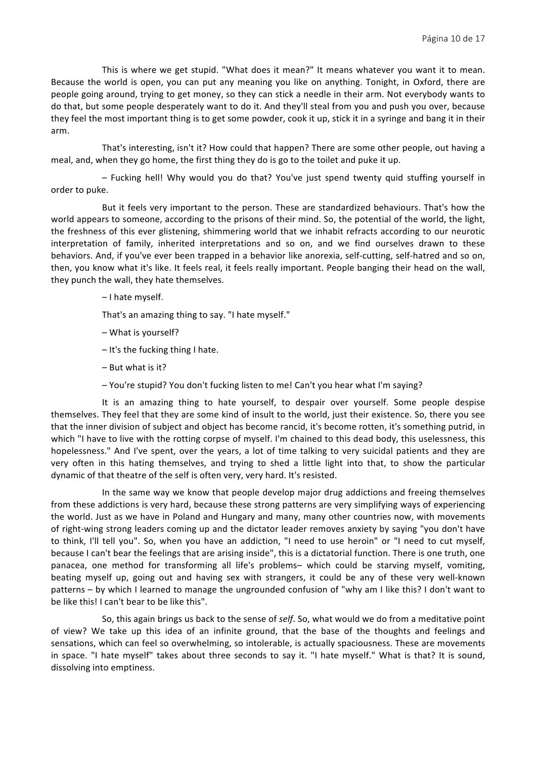This is where we get stupid. "What does it mean?" It means whatever you want it to mean. Because the world is open, you can put any meaning you like on anything. Tonight, in Oxford, there are people going around, trying to get money, so they can stick a needle in their arm. Not everybody wants to do that, but some people desperately want to do it. And they'll steal from you and push you over, because they feel the most important thing is to get some powder, cook it up, stick it in a syringe and bang it in their arm.

That's interesting, isn't it? How could that happen? There are some other people, out having a meal, and, when they go home, the first thing they do is go to the toilet and puke it up.

– Fucking hell! Why would you do that? You've just spend twenty quid stuffing yourself in order to puke.

But it feels very important to the person. These are standardized behaviours. That's how the world appears to someone, according to the prisons of their mind. So, the potential of the world, the light, the freshness of this ever glistening, shimmering world that we inhabit refracts according to our neurotic interpretation of family, inherited interpretations and so on, and we find ourselves drawn to these behaviors. And, if you've ever been trapped in a behavior like anorexia, self-cutting, self-hatred and so on, then, you know what it's like. It feels real, it feels really important. People banging their head on the wall, they punch the wall, they hate themselves.

– I hate myself.

That's an amazing thing to say. "I hate myself."

– What is yourself?

– It's the fucking thing I hate.

– But what is it?

– You're stupid? You don't fucking listen to me! Can't you hear what I'm saying?

It is an amazing thing to hate yourself, to despair over yourself. Some people despise themselves. They feel that they are some kind of insult to the world, just their existence. So, there you see that the inner division of subject and object has become rancid, it's become rotten, it's something putrid, in which "I have to live with the rotting corpse of myself. I'm chained to this dead body, this uselessness, this hopelessness." And I've spent, over the years, a lot of time talking to very suicidal patients and they are very often in this hating themselves, and trying to shed a little light into that, to show the particular dynamic of that theatre of the self is often very, very hard. It's resisted.

In the same way we know that people develop major drug addictions and freeing themselves from these addictions is very hard, because these strong patterns are very simplifying ways of experiencing the world. Just as we have in Poland and Hungary and many, many other countries now, with movements of right-wing strong leaders coming up and the dictator leader removes anxiety by saying "you don't have to think, I'll tell you". So, when you have an addiction, "I need to use heroin" or "I need to cut myself, because I can't bear the feelings that are arising inside", this is a dictatorial function. There is one truth, one panacea, one method for transforming all life's problems– which could be starving myself, vomiting, beating myself up, going out and having sex with strangers, it could be any of these very well-known patterns – by which I learned to manage the ungrounded confusion of "why am I like this? I don't want to be like this! I can't bear to be like this".

So, this again brings us back to the sense of *self*. So, what would we do from a meditative point of view? We take up this idea of an infinite ground, that the base of the thoughts and feelings and sensations, which can feel so overwhelming, so intolerable, is actually spaciousness. These are movements in space. "I hate myself" takes about three seconds to say it. "I hate myself." What is that? It is sound, dissolving into emptiness.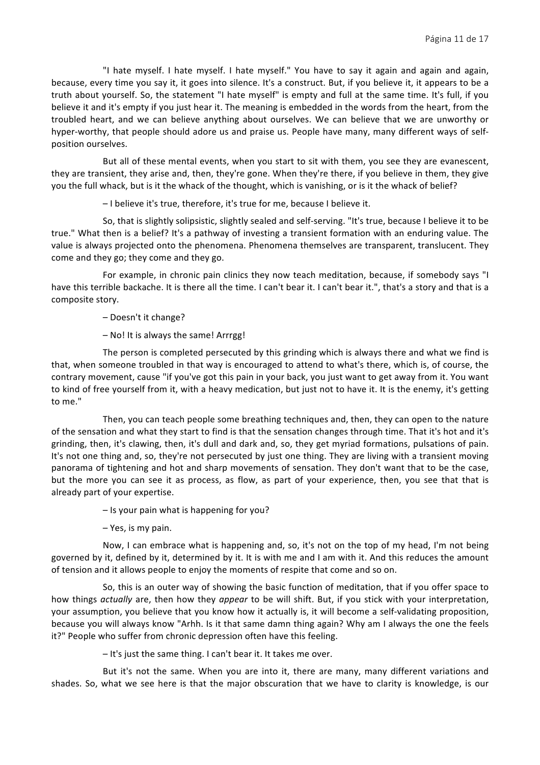"I hate myself. I hate myself. I hate myself." You have to say it again and again and again, because, every time you say it, it goes into silence. It's a construct. But, if you believe it, it appears to be a truth about yourself. So, the statement "I hate myself" is empty and full at the same time. It's full, if you believe it and it's empty if you just hear it. The meaning is embedded in the words from the heart, from the troubled heart, and we can believe anything about ourselves. We can believe that we are unworthy or hyper-worthy, that people should adore us and praise us. People have many, many different ways of self-position ourselves.

But all of these mental events, when you start to sit with them, you see they are evanescent, they are transient, they arise and, then, they're gone. When they're there, if you believe in them, they give you the full whack, but is it the whack of the thought, which is vanishing, or is it the whack of belief?

– I believe it's true, therefore, it's true for me, because I believe it.

So, that is slightly solipsistic, slightly sealed and self-serving. "It's true, because I believe it to be true." What then is a belief? It's a pathway of investing a transient formation with an enduring value. The value is always projected onto the phenomena. Phenomena themselves are transparent, translucent. They come and they go; they come and they go.

For example, in chronic pain clinics they now teach meditation, because, if somebody says "I have this terrible backache. It is there all the time. I can't bear it. I can't bear it.", that's a story and that is a composite story.

– Doesn't it change?

– No! It is always the same! Arrrgg!

The person is completed persecuted by this grinding which is always there and what we find is that, when someone troubled in that way is encouraged to attend to what's there, which is, of course, the contrary movement, cause "if you've got this pain in your back, you just want to get away from it. You want to kind of free yourself from it, with a heavy medication, but just not to have it. It is the enemy, it's getting to me."

Then, you can teach people some breathing techniques and, then, they can open to the nature of the sensation and what they start to find is that the sensation changes through time. That it's hot and it's grinding, then, it's clawing, then, it's dull and dark and, so, they get myriad formations, pulsations of pain. It's not one thing and, so, they're not persecuted by just one thing. They are living with a transient moving panorama of tightening and hot and sharp movements of sensation. They don't want that to be the case, but the more you can see it as process, as flow, as part of your experience, then, you see that that is already part of your expertise.

– Is your pain what is happening for you?

– Yes, is my pain.

Now, I can embrace what is happening and, so, it's not on the top of my head, I'm not being governed by it, defined by it, determined by it. It is with me and I am with it. And this reduces the amount of tension and it allows people to enjoy the moments of respite that come and so on.

So, this is an outer way of showing the basic function of meditation, that if you offer space to how things *actually* are, then how they *appear* to be will shift. But, if you stick with your interpretation, your assumption, you believe that you know how it actually is, it will become a self-validating proposition, because you will always know "Arhh. Is it that same damn thing again? Why am I always the one the feels it?" People who suffer from chronic depression often have this feeling.

– It's just the same thing. I can't bear it. It takes me over.

But it's not the same. When you are into it, there are many, many different variations and shades. So, what we see here is that the major obscuration that we have to clarity is knowledge, is our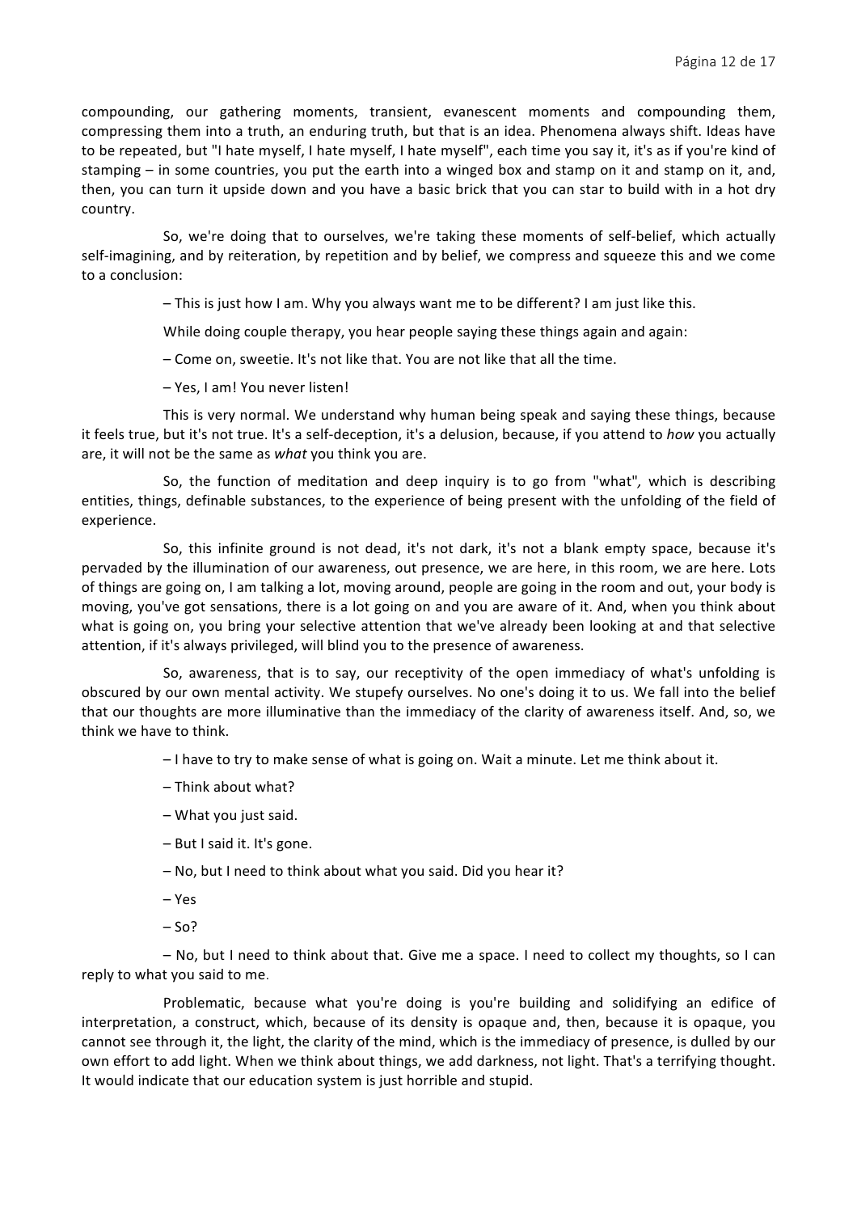compounding, our gathering moments, transient, evanescent moments and compounding them, compressing them into a truth, an enduring truth, but that is an idea. Phenomena always shift. Ideas have to be repeated, but "I hate myself, I hate myself, I hate myself", each time you say it, it's as if you're kind of stamping – in some countries, you put the earth into a winged box and stamp on it and stamp on it, and, then, you can turn it upside down and you have a basic brick that you can star to build with in a hot dry country.

So, we're doing that to ourselves, we're taking these moments of self-belief, which actually self-imagining, and by reiteration, by repetition and by belief, we compress and squeeze this and we come to a conclusion:

– This is just how I am. Why you always want me to be different? I am just like this.

While doing couple therapy, you hear people saying these things again and again:

– Come on, sweetie. It's not like that. You are not like that all the time.

– Yes, I am! You never listen!

This is very normal. We understand why human being speak and saying these things, because it feels true, but it's not true. It's a self-deception, it's a delusion, because, if you attend to *how* you actually are, it will not be the same as *what* you think you are.

So, the function of meditation and deep inquiry is to go from "what", which is describing entities, things, definable substances, to the experience of being present with the unfolding of the field of experience.

So, this infinite ground is not dead, it's not dark, it's not a blank empty space, because it's pervaded by the illumination of our awareness, out presence, we are here, in this room, we are here. Lots of things are going on, I am talking a lot, moving around, people are going in the room and out, your body is moving, you've got sensations, there is a lot going on and you are aware of it. And, when you think about what is going on, you bring your selective attention that we've already been looking at and that selective attention, if it's always privileged, will blind you to the presence of awareness.

So, awareness, that is to say, our receptivity of the open immediacy of what's unfolding is obscured by our own mental activity. We stupefy ourselves. No one's doing it to us. We fall into the belief that our thoughts are more illuminative than the immediacy of the clarity of awareness itself. And, so, we think we have to think.

– I have to try to make sense of what is going on. Wait a minute. Let me think about it.

– Think about what?

– What you just said.

– But I said it. It's gone.

– No, but I need to think about what you said. Did you hear it?

– Yes

– So?

– No, but I need to think about that. Give me a space. I need to collect my thoughts, so I can reply to what you said to me.

Problematic, because what you're doing is you're building and solidifying an edifice of interpretation, a construct, which, because of its density is opaque and, then, because it is opaque, you cannot see through it, the light, the clarity of the mind, which is the immediacy of presence, is dulled by our own effort to add light. When we think about things, we add darkness, not light. That's a terrifying thought. It would indicate that our education system is just horrible and stupid.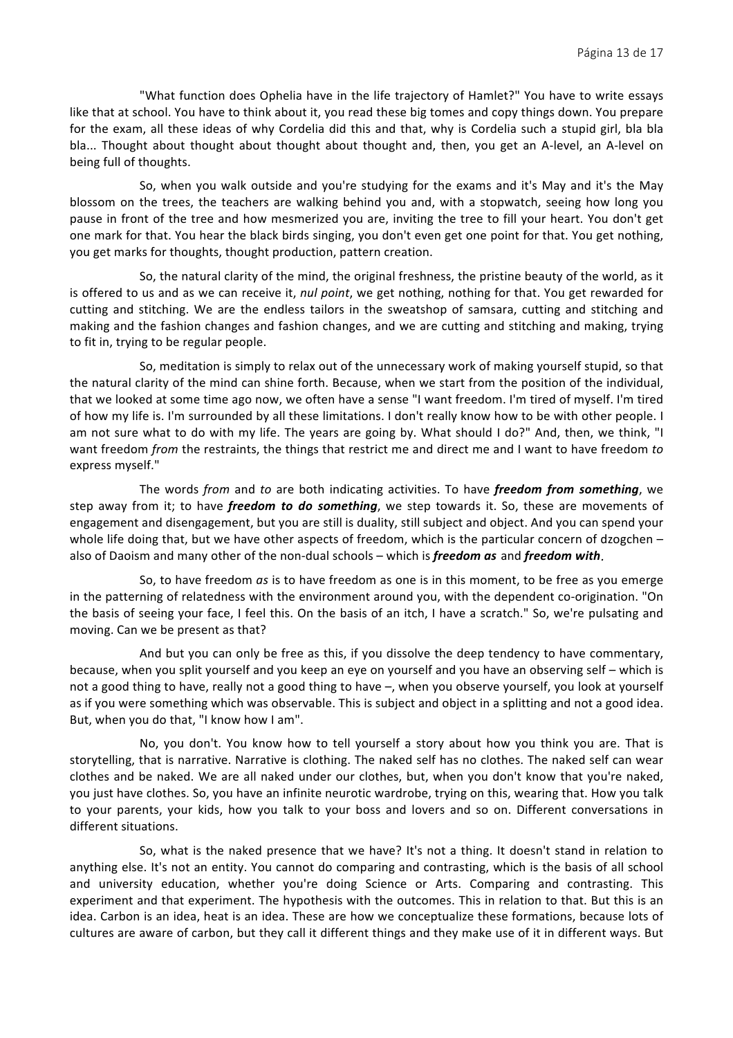"What function does Ophelia have in the life trajectory of Hamlet?" You have to write essays like that at school. You have to think about it, you read these big tomes and copy things down. You prepare for the exam, all these ideas of why Cordelia did this and that, why is Cordelia such a stupid girl, bla bla bla... Thought about thought about thought about thought and, then, you get an A-level, an A-level on being full of thoughts.

So, when you walk outside and you're studying for the exams and it's May and it's the May blossom on the trees, the teachers are walking behind you and, with a stopwatch, seeing how long you pause in front of the tree and how mesmerized you are, inviting the tree to fill your heart. You don't get one mark for that. You hear the black birds singing, you don't even get one point for that. You get nothing, you get marks for thoughts, thought production, pattern creation.

So, the natural clarity of the mind, the original freshness, the pristine beauty of the world, as it is offered to us and as we can receive it, *nul point*, we get nothing, nothing for that. You get rewarded for cutting and stitching. We are the endless tailors in the sweatshop of samsara, cutting and stitching and making and the fashion changes and fashion changes, and we are cutting and stitching and making, trying to fit in, trying to be regular people.

So, meditation is simply to relax out of the unnecessary work of making yourself stupid, so that the natural clarity of the mind can shine forth. Because, when we start from the position of the individual, that we looked at some time ago now, we often have a sense "I want freedom. I'm tired of myself. I'm tired of how my life is. I'm surrounded by all these limitations. I don't really know how to be with other people. I am not sure what to do with my life. The years are going by. What should I do?" And, then, we think, "I want freedom *from* the restraints, the things that restrict me and direct me and I want to have freedom *to* express myself."

The words *from* and *to* are both indicating activities. To have ***freedom from something***, we step away from it; to have ***freedom to do something***, we step towards it. So, these are movements of engagement and disengagement, but you are still is duality, still subject and object. And you can spend your whole life doing that, but we have other aspects of freedom, which is the particular concern of dzogchen – also of Daoism and many other of the non-dual schools – which is ***freedom as*** and ***freedom with***.

So, to have freedom *as* is to have freedom as one is in this moment, to be free as you emerge in the patterning of relatedness with the environment around you, with the dependent co-origination. "On the basis of seeing your face, I feel this. On the basis of an itch, I have a scratch." So, we're pulsating and moving. Can we be present as that?

And but you can only be free as this, if you dissolve the deep tendency to have commentary, because, when you split yourself and you keep an eye on yourself and you have an observing self – which is not a good thing to have, really not a good thing to have –, when you observe yourself, you look at yourself as if you were something which was observable. This is subject and object in a splitting and not a good idea. But, when you do that, "I know how I am".

No, you don't. You know how to tell yourself a story about how you think you are. That is storytelling, that is narrative. Narrative is clothing. The naked self has no clothes. The naked self can wear clothes and be naked. We are all naked under our clothes, but, when you don't know that you're naked, you just have clothes. So, you have an infinite neurotic wardrobe, trying on this, wearing that. How you talk to your parents, your kids, how you talk to your boss and lovers and so on. Different conversations in different situations.

So, what is the naked presence that we have? It's not a thing. It doesn't stand in relation to anything else. It's not an entity. You cannot do comparing and contrasting, which is the basis of all school and university education, whether you're doing Science or Arts. Comparing and contrasting. This experiment and that experiment. The hypothesis with the outcomes. This in relation to that. But this is an idea. Carbon is an idea, heat is an idea. These are how we conceptualize these formations, because lots of cultures are aware of carbon, but they call it different things and they make use of it in different ways. But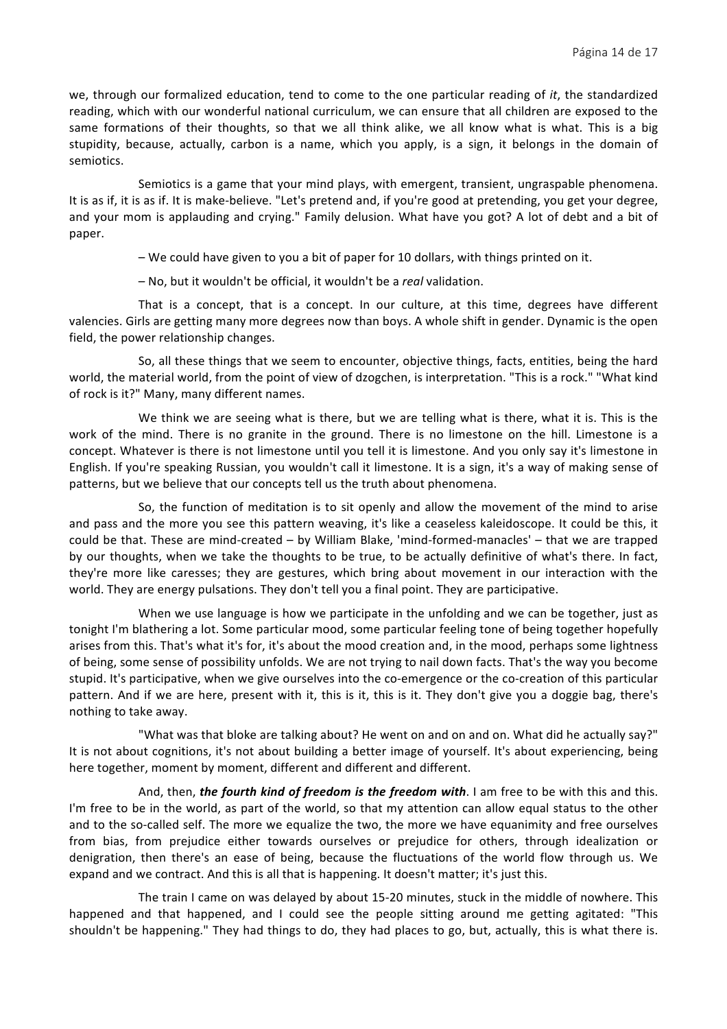we, through our formalized education, tend to come to the one particular reading of *it*, the standardized reading, which with our wonderful national curriculum, we can ensure that all children are exposed to the same formations of their thoughts, so that we all think alike, we all know what is what. This is a big stupidity, because, actually, carbon is a name, which you apply, is a sign, it belongs in the domain of semiotics.

Semiotics is a game that your mind plays, with emergent, transient, ungraspable phenomena. It is as if, it is as if. It is make-believe. "Let's pretend and, if you're good at pretending, you get your degree, and your mom is applauding and crying." Family delusion. What have you got? A lot of debt and a bit of paper.

– We could have given to you a bit of paper for 10 dollars, with things printed on it.

– No, but it wouldn't be official, it wouldn't be a *real* validation.

That is a concept, that is a concept. In our culture, at this time, degrees have different valencies. Girls are getting many more degrees now than boys. A whole shift in gender. Dynamic is the open field, the power relationship changes.

So, all these things that we seem to encounter, objective things, facts, entities, being the hard world, the material world, from the point of view of dzogchen, is interpretation. "This is a rock." "What kind of rock is it?" Many, many different names.

We think we are seeing what is there, but we are telling what is there, what it is. This is the work of the mind. There is no granite in the ground. There is no limestone on the hill. Limestone is a concept. Whatever is there is not limestone until you tell it is limestone. And you only say it's limestone in English. If you're speaking Russian, you wouldn't call it limestone. It is a sign, it's a way of making sense of patterns, but we believe that our concepts tell us the truth about phenomena.

So, the function of meditation is to sit openly and allow the movement of the mind to arise and pass and the more you see this pattern weaving, it's like a ceaseless kaleidoscope. It could be this, it could be that. These are mind-created – by William Blake, 'mind-formed-manacles' – that we are trapped by our thoughts, when we take the thoughts to be true, to be actually definitive of what's there. In fact, they're more like caresses; they are gestures, which bring about movement in our interaction with the world. They are energy pulsations. They don't tell you a final point. They are participative.

When we use language is how we participate in the unfolding and we can be together, just as tonight I'm blathering a lot. Some particular mood, some particular feeling tone of being together hopefully arises from this. That's what it's for, it's about the mood creation and, in the mood, perhaps some lightness of being, some sense of possibility unfolds. We are not trying to nail down facts. That's the way you become stupid. It's participative, when we give ourselves into the co-emergence or the co-creation of this particular pattern. And if we are here, present with it, this is it, this is it. They don't give you a doggie bag, there's nothing to take away.

"What was that bloke are talking about? He went on and on and on. What did he actually say?" It is not about cognitions, it's not about building a better image of yourself. It's about experiencing, being here together, moment by moment, different and different and different.

And, then, ***the fourth kind of freedom is the freedom with***. I am free to be with this and this. I'm free to be in the world, as part of the world, so that my attention can allow equal status to the other and to the so-called self. The more we equalize the two, the more we have equanimity and free ourselves from bias, from prejudice either towards ourselves or prejudice for others, through idealization or denigration, then there's an ease of being, because the fluctuations of the world flow through us. We expand and we contract. And this is all that is happening. It doesn't matter; it's just this.

The train I came on was delayed by about 15-20 minutes, stuck in the middle of nowhere. This happened and that happened, and I could see the people sitting around me getting agitated: "This shouldn't be happening." They had things to do, they had places to go, but, actually, this is what there is.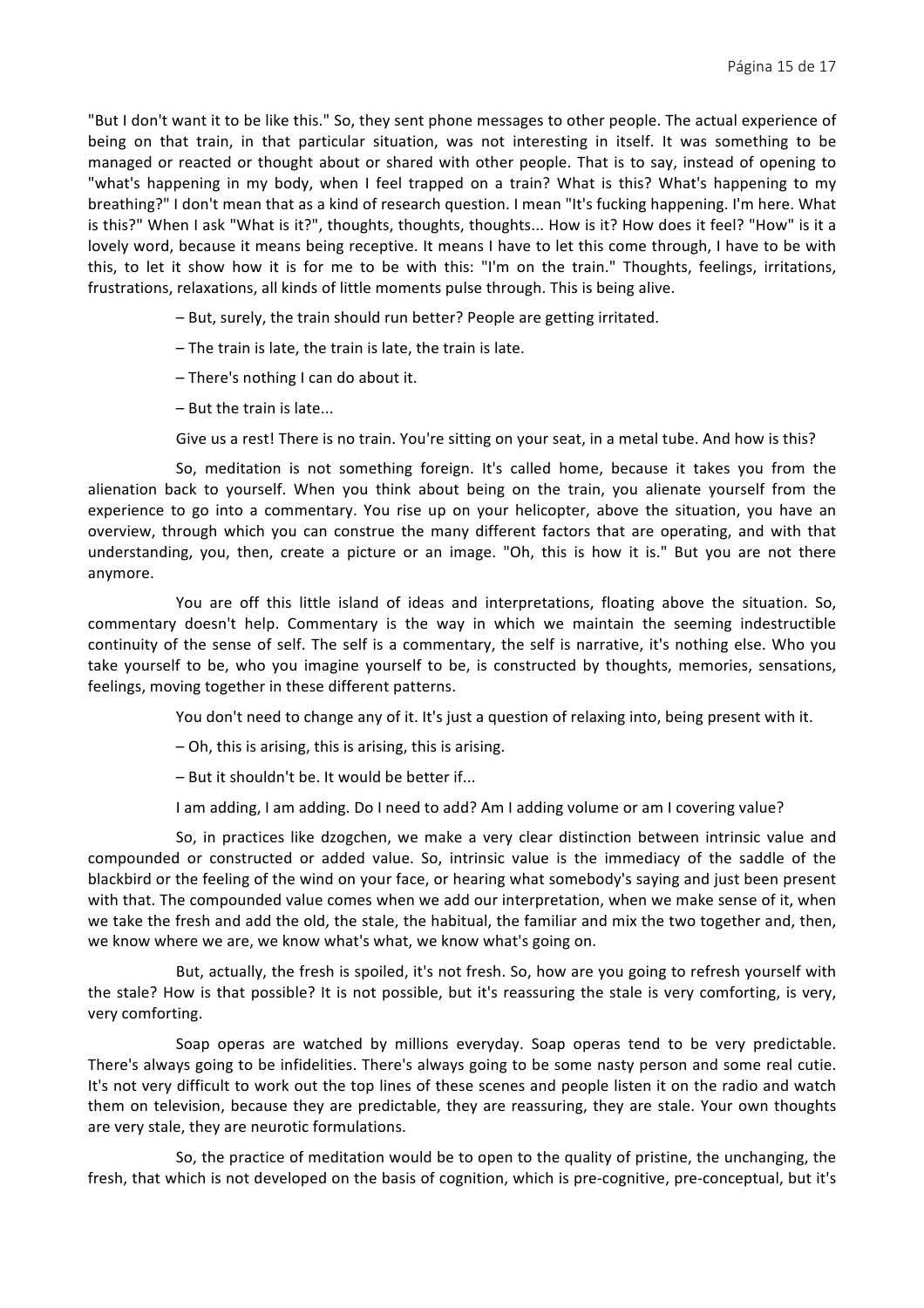"But I don't want it to be like this." So, they sent phone messages to other people. The actual experience of being on that train, in that particular situation, was not interesting in itself. It was something to be managed or reacted or thought about or shared with other people. That is to say, instead of opening to "what's happening in my body, when I feel trapped on a train? What is this? What's happening to my breathing?" I don't mean that as a kind of research question. I mean "It's fucking happening. I'm here. What is this?" When I ask "What is it?", thoughts, thoughts, thoughts... How is it? How does it feel? "How" is it a lovely word, because it means being receptive. It means I have to let this come through, I have to be with this, to let it show how it is for me to be with this: "I'm on the train." Thoughts, feelings, irritations, frustrations, relaxations, all kinds of little moments pulse through. This is being alive.

– But, surely, the train should run better? People are getting irritated.

– The train is late, the train is late, the train is late.

– There's nothing I can do about it.

– But the train is late...

Give us a rest! There is no train. You're sitting on your seat, in a metal tube. And how is this?

So, meditation is not something foreign. It's called home, because it takes you from the alienation back to yourself. When you think about being on the train, you alienate yourself from the experience to go into a commentary. You rise up on your helicopter, above the situation, you have an overview, through which you can construe the many different factors that are operating, and with that understanding, you, then, create a picture or an image. "Oh, this is how it is." But you are not there anymore.

You are off this little island of ideas and interpretations, floating above the situation. So, commentary doesn't help. Commentary is the way in which we maintain the seeming indestructible continuity of the sense of self. The self is a commentary, the self is narrative, it's nothing else. Who you take yourself to be, who you imagine yourself to be, is constructed by thoughts, memories, sensations, feelings, moving together in these different patterns.

You don't need to change any of it. It's just a question of relaxing into, being present with it.

– Oh, this is arising, this is arising, this is arising.

– But it shouldn't be. It would be better if...

I am adding, I am adding. Do I need to add? Am I adding volume or am I covering value?

So, in practices like dzogchen, we make a very clear distinction between intrinsic value and compounded or constructed or added value. So, intrinsic value is the immediacy of the saddle of the blackbird or the feeling of the wind on your face, or hearing what somebody's saying and just been present with that. The compounded value comes when we add our interpretation, when we make sense of it, when we take the fresh and add the old, the stale, the habitual, the familiar and mix the two together and, then, we know where we are, we know what's what, we know what's going on.

But, actually, the fresh is spoiled, it's not fresh. So, how are you going to refresh yourself with the stale? How is that possible? It is not possible, but it's reassuring the stale is very comforting, is very, very comforting.

Soap operas are watched by millions everyday. Soap operas tend to be very predictable. There's always going to be infidelities. There's always going to be some nasty person and some real cutie. It's not very difficult to work out the top lines of these scenes and people listen it on the radio and watch them on television, because they are predictable, they are reassuring, they are stale. Your own thoughts are very stale, they are neurotic formulations.

So, the practice of meditation would be to open to the quality of pristine, the unchanging, the fresh, that which is not developed on the basis of cognition, which is pre-cognitive, pre-conceptual, but it's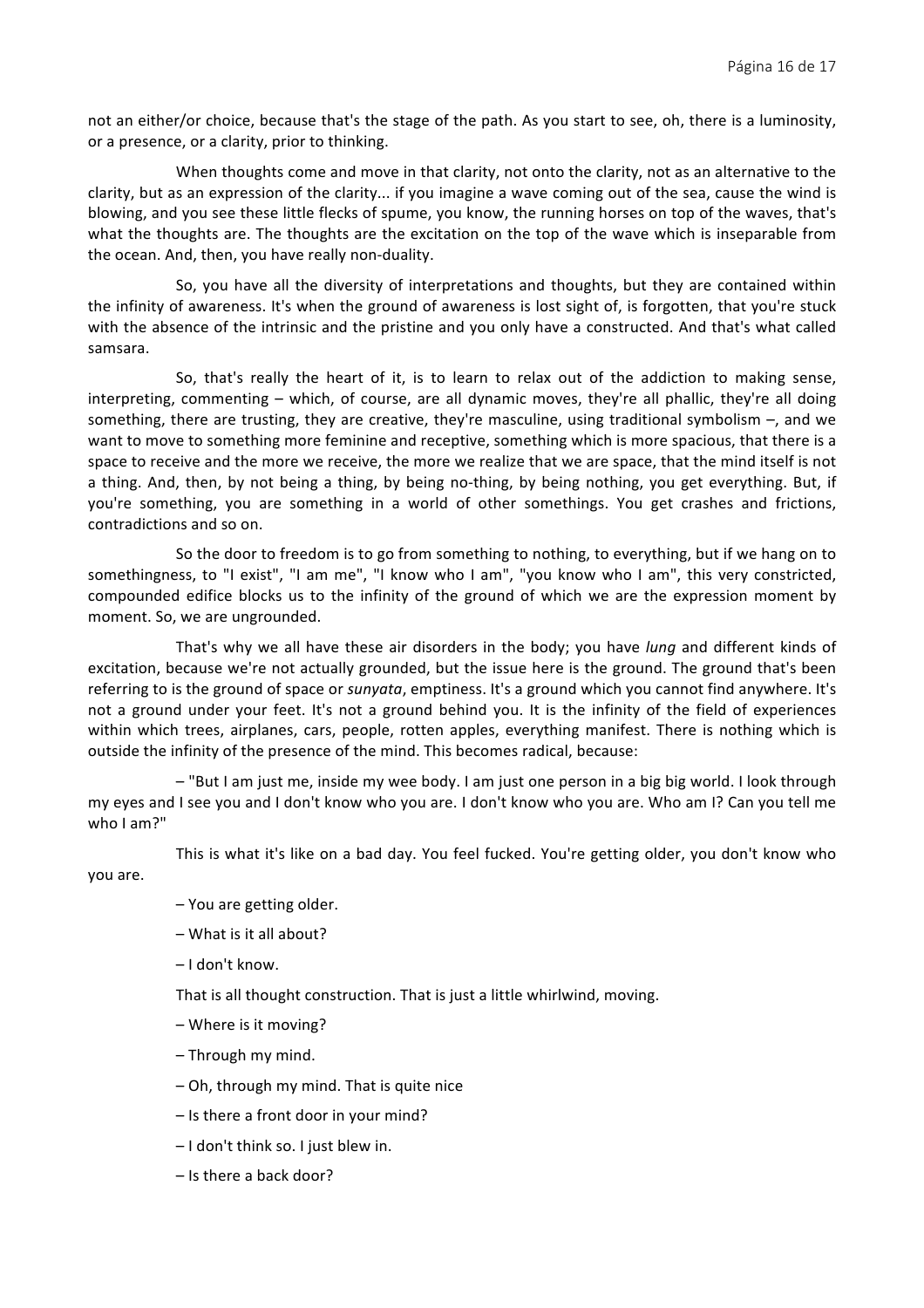not an either/or choice, because that's the stage of the path. As you start to see, oh, there is a luminosity, or a presence, or a clarity, prior to thinking.

When thoughts come and move in that clarity, not onto the clarity, not as an alternative to the clarity, but as an expression of the clarity... if you imagine a wave coming out of the sea, cause the wind is blowing, and you see these little flecks of spume, you know, the running horses on top of the waves, that's what the thoughts are. The thoughts are the excitation on the top of the wave which is inseparable from the ocean. And, then, you have really non-duality.

So, you have all the diversity of interpretations and thoughts, but they are contained within the infinity of awareness. It's when the ground of awareness is lost sight of, is forgotten, that you're stuck with the absence of the intrinsic and the pristine and you only have a constructed. And that's what called samsara.

So, that's really the heart of it, is to learn to relax out of the addiction to making sense, interpreting, commenting – which, of course, are all dynamic moves, they're all phallic, they're all doing something, there are trusting, they are creative, they're masculine, using traditional symbolism –, and we want to move to something more feminine and receptive, something which is more spacious, that there is a space to receive and the more we receive, the more we realize that we are space, that the mind itself is not a thing. And, then, by not being a thing, by being no-thing, by being nothing, you get everything. But, if you're something, you are something in a world of other somethings. You get crashes and frictions, contradictions and so on.

So the door to freedom is to go from something to nothing, to everything, but if we hang on to somethingness, to "I exist", "I am me", "I know who I am", "you know who I am", this very constricted, compounded edifice blocks us to the infinity of the ground of which we are the expression moment by moment. So, we are ungrounded.

That's why we all have these air disorders in the body; you have *lung* and different kinds of excitation, because we're not actually grounded, but the issue here is the ground. The ground that's been referring to is the ground of space or *sunyata*, emptiness. It's a ground which you cannot find anywhere. It's not a ground under your feet. It's not a ground behind you. It is the infinity of the field of experiences within which trees, airplanes, cars, people, rotten apples, everything manifest. There is nothing which is outside the infinity of the presence of the mind. This becomes radical, because:

– "But I am just me, inside my wee body. I am just one person in a big big world. I look through my eyes and I see you and I don't know who you are. I don't know who you are. Who am I? Can you tell me who I am?"

This is what it's like on a bad day. You feel fucked. You're getting older, you don't know who you are.

– You are getting older.

– What is it all about?

– I don't know.

That is all thought construction. That is just a little whirlwind, moving.

– Where is it moving?

– Through my mind.

– Oh, through my mind. That is quite nice

– Is there a front door in your mind?

– I don't think so. I just blew in.

– Is there a back door?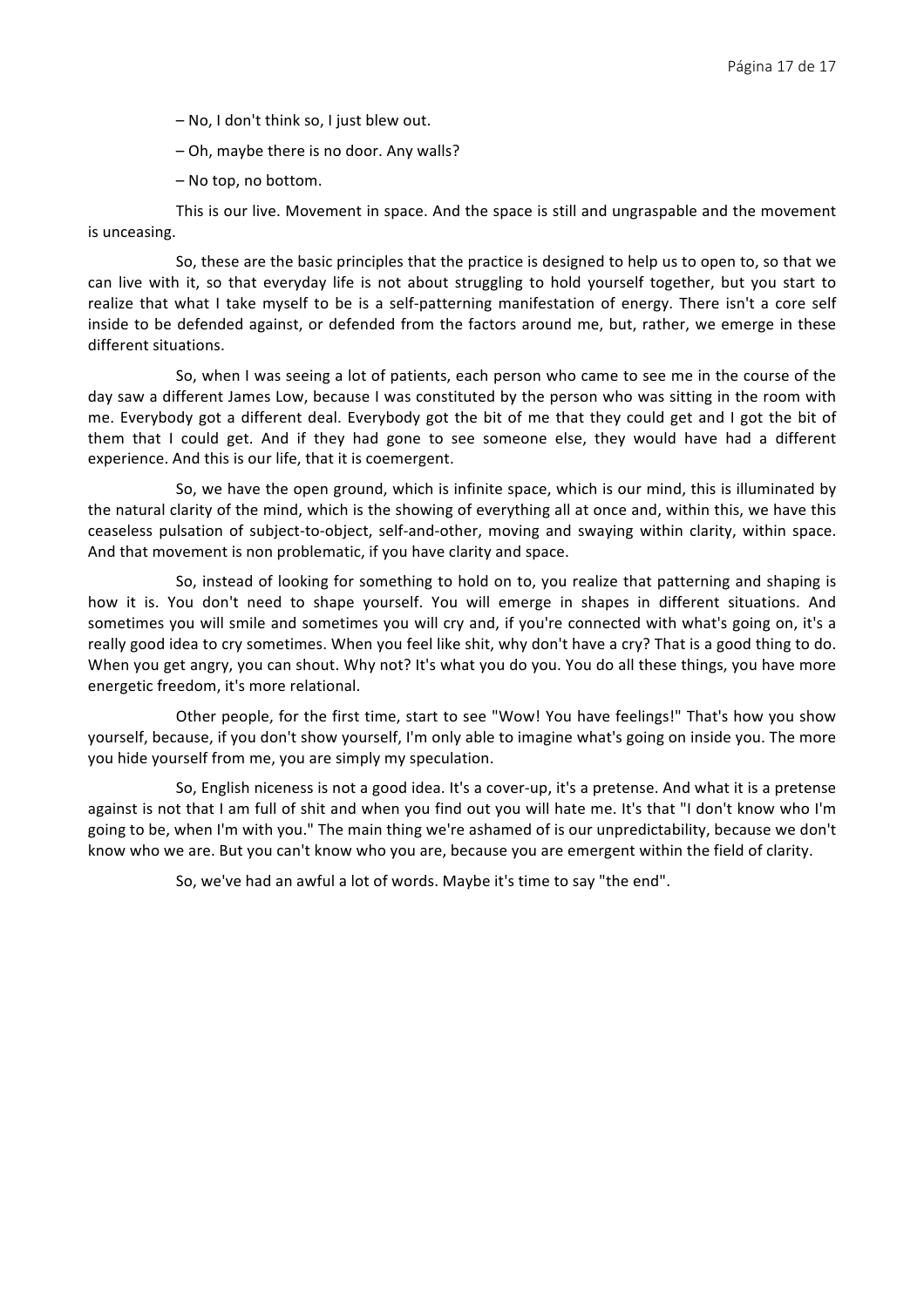– No, I don't think so, I just blew out.

– Oh, maybe there is no door. Any walls?

– No top, no bottom.

This is our live. Movement in space. And the space is still and ungraspable and the movement is unceasing.

So, these are the basic principles that the practice is designed to help us to open to, so that we can live with it, so that everyday life is not about struggling to hold yourself together, but you start to realize that what I take myself to be is a self-patterning manifestation of energy. There isn't a core self inside to be defended against, or defended from the factors around me, but, rather, we emerge in these different situations.

So, when I was seeing a lot of patients, each person who came to see me in the course of the day saw a different James Low, because I was constituted by the person who was sitting in the room with me. Everybody got a different deal. Everybody got the bit of me that they could get and I got the bit of them that I could get. And if they had gone to see someone else, they would have had a different experience. And this is our life, that it is coemergent.

So, we have the open ground, which is infinite space, which is our mind, this is illuminated by the natural clarity of the mind, which is the showing of everything all at once and, within this, we have this ceaseless pulsation of subject-to-object, self-and-other, moving and swaying within clarity, within space. And that movement is non problematic, if you have clarity and space.

So, instead of looking for something to hold on to, you realize that patterning and shaping is how it is. You don't need to shape yourself. You will emerge in shapes in different situations. And sometimes you will smile and sometimes you will cry and, if you're connected with what's going on, it's a really good idea to cry sometimes. When you feel like shit, why don't have a cry? That is a good thing to do. When you get angry, you can shout. Why not? It's what you do you. You do all these things, you have more energetic freedom, it's more relational.

Other people, for the first time, start to see "Wow! You have feelings!" That's how you show yourself, because, if you don't show yourself, I'm only able to imagine what's going on inside you. The more you hide yourself from me, you are simply my speculation.

So, English niceness is not a good idea. It's a cover-up, it's a pretense. And what it is a pretense against is not that I am full of shit and when you find out you will hate me. It's that "I don't know who I'm going to be, when I'm with you." The main thing we're ashamed of is our unpredictability, because we don't know who we are. But you can't know who you are, because you are emergent within the field of clarity.

So, we've had an awful a lot of words. Maybe it's time to say "the end".